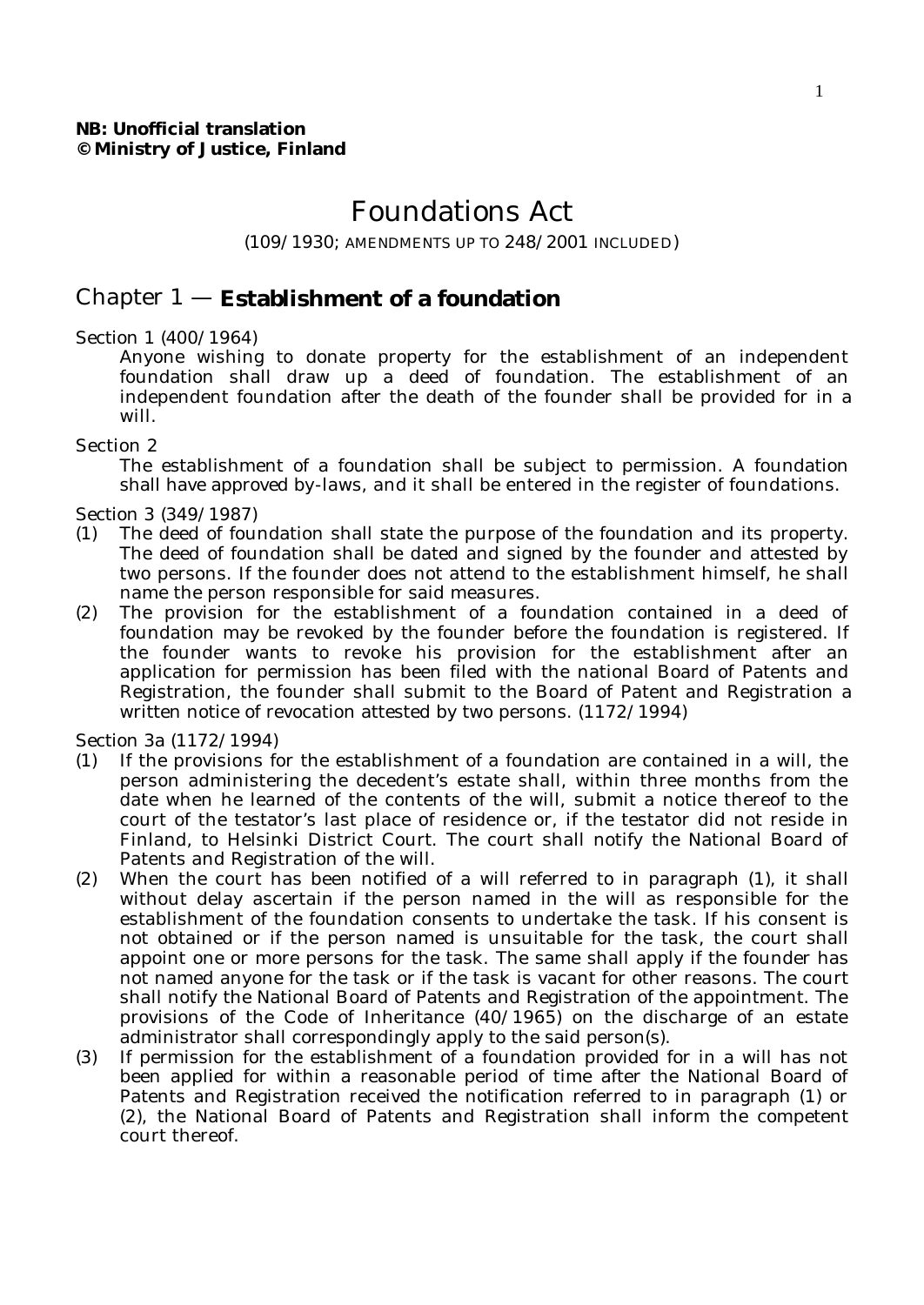**NB: Unofficial translation**
**© Ministry of Justice, Finland**

# Foundations Act

(109/1930; AMENDMENTS UP TO 248/2001 INCLUDED)

## Chapter 1 — Establishment of a foundation

Section 1 (400/1964)

Anyone wishing to donate property for the establishment of an independent foundation shall draw up a deed of foundation. The establishment of an independent foundation after the death of the founder shall be provided for in a will.

Section 2

The establishment of a foundation shall be subject to permission. A foundation shall have approved by-laws, and it shall be entered in the register of foundations.

Section 3 (349/1987)

(1) The deed of foundation shall state the purpose of the foundation and its property. The deed of foundation shall be dated and signed by the founder and attested by two persons. If the founder does not attend to the establishment himself, he shall name the person responsible for said measures.

(2) The provision for the establishment of a foundation contained in a deed of foundation may be revoked by the founder before the foundation is registered. If the founder wants to revoke his provision for the establishment after an application for permission has been filed with the national Board of Patents and Registration, the founder shall submit to the Board of Patent and Registration a written notice of revocation attested by two persons. (1172/1994)

Section 3a (1172/1994)

(1) If the provisions for the establishment of a foundation are contained in a will, the person administering the decedent's estate shall, within three months from the date when he learned of the contents of the will, submit a notice thereof to the court of the testator's last place of residence or, if the testator did not reside in Finland, to Helsinki District Court. The court shall notify the National Board of Patents and Registration of the will.

(2) When the court has been notified of a will referred to in paragraph (1), it shall without delay ascertain if the person named in the will as responsible for the establishment of the foundation consents to undertake the task. If his consent is not obtained or if the person named is unsuitable for the task, the court shall appoint one or more persons for the task. The same shall apply if the founder has not named anyone for the task or if the task is vacant for other reasons. The court shall notify the National Board of Patents and Registration of the appointment. The provisions of the Code of Inheritance (40/1965) on the discharge of an estate administrator shall correspondingly apply to the said person(s).

(3) If permission for the establishment of a foundation provided for in a will has not been applied for within a reasonable period of time after the National Board of Patents and Registration received the notification referred to in paragraph (1) or (2), the National Board of Patents and Registration shall inform the competent court thereof.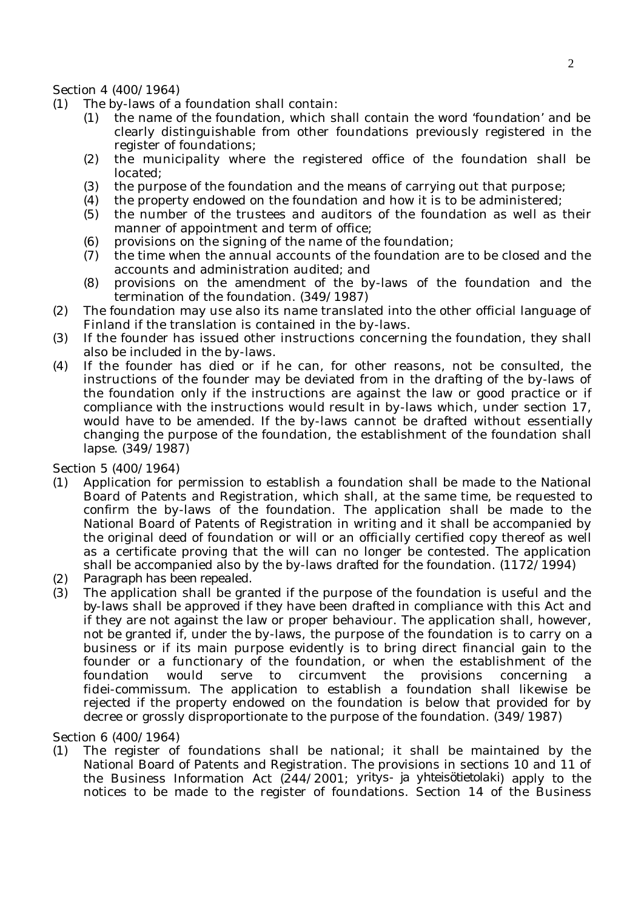Section 4 (400/1964)

(1) The by-laws of a foundation shall contain:

   (1) the name of the foundation, which shall contain the word 'foundation' and be clearly distinguishable from other foundations previously registered in the register of foundations;
   (2) the municipality where the registered office of the foundation shall be located;
   (3) the purpose of the foundation and the means of carrying out that purpose;
   (4) the property endowed on the foundation and how it is to be administered;
   (5) the number of the trustees and auditors of the foundation as well as their manner of appointment and term of office;
   (6) provisions on the signing of the name of the foundation;
   (7) the time when the annual accounts of the foundation are to be closed and the accounts and administration audited; and
   (8) provisions on the amendment of the by-laws of the foundation and the termination of the foundation. (349/1987)

(2) The foundation may use also its name translated into the other official language of Finland if the translation is contained in the by-laws.

(3) If the founder has issued other instructions concerning the foundation, they shall also be included in the by-laws.

(4) If the founder has died or if he can, for other reasons, not be consulted, the instructions of the founder may be deviated from in the drafting of the by-laws of the foundation only if the instructions are against the law or good practice or if compliance with the instructions would result in by-laws which, under section 17, would have to be amended. If the by-laws cannot be drafted without essentially changing the purpose of the foundation, the establishment of the foundation shall lapse. (349/1987)

Section 5 (400/1964)

(1) Application for permission to establish a foundation shall be made to the National Board of Patents and Registration, which shall, at the same time, be requested to confirm the by-laws of the foundation. The application shall be made to the National Board of Patents of Registration in writing and it shall be accompanied by the original deed of foundation or will or an officially certified copy thereof as well as a certificate proving that the will can no longer be contested. The application shall be accompanied also by the by-laws drafted for the foundation. (1172/1994)

(2) Paragraph has been repealed.

(3) The application shall be granted if the purpose of the foundation is useful and the by-laws shall be approved if they have been drafted in compliance with this Act and if they are not against the law or proper behaviour. The application shall, however, not be granted if, under the by-laws, the purpose of the foundation is to carry on a business or if its main purpose evidently is to bring direct financial gain to the founder or a functionary of the foundation, or when the establishment of the foundation would serve to circumvent the provisions concerning a fidei-commissum. The application to establish a foundation shall likewise be rejected if the property endowed on the foundation is below that provided for by decree or grossly disproportionate to the purpose of the foundation. (349/1987)

Section 6 (400/1964)

(1) The register of foundations shall be national; it shall be maintained by the National Board of Patents and Registration. The provisions in sections 10 and 11 of the Business Information Act (244/2001; *yritys- ja yhteisötietolaki*) apply to the notices to be made to the register of foundations. Section 14 of the Business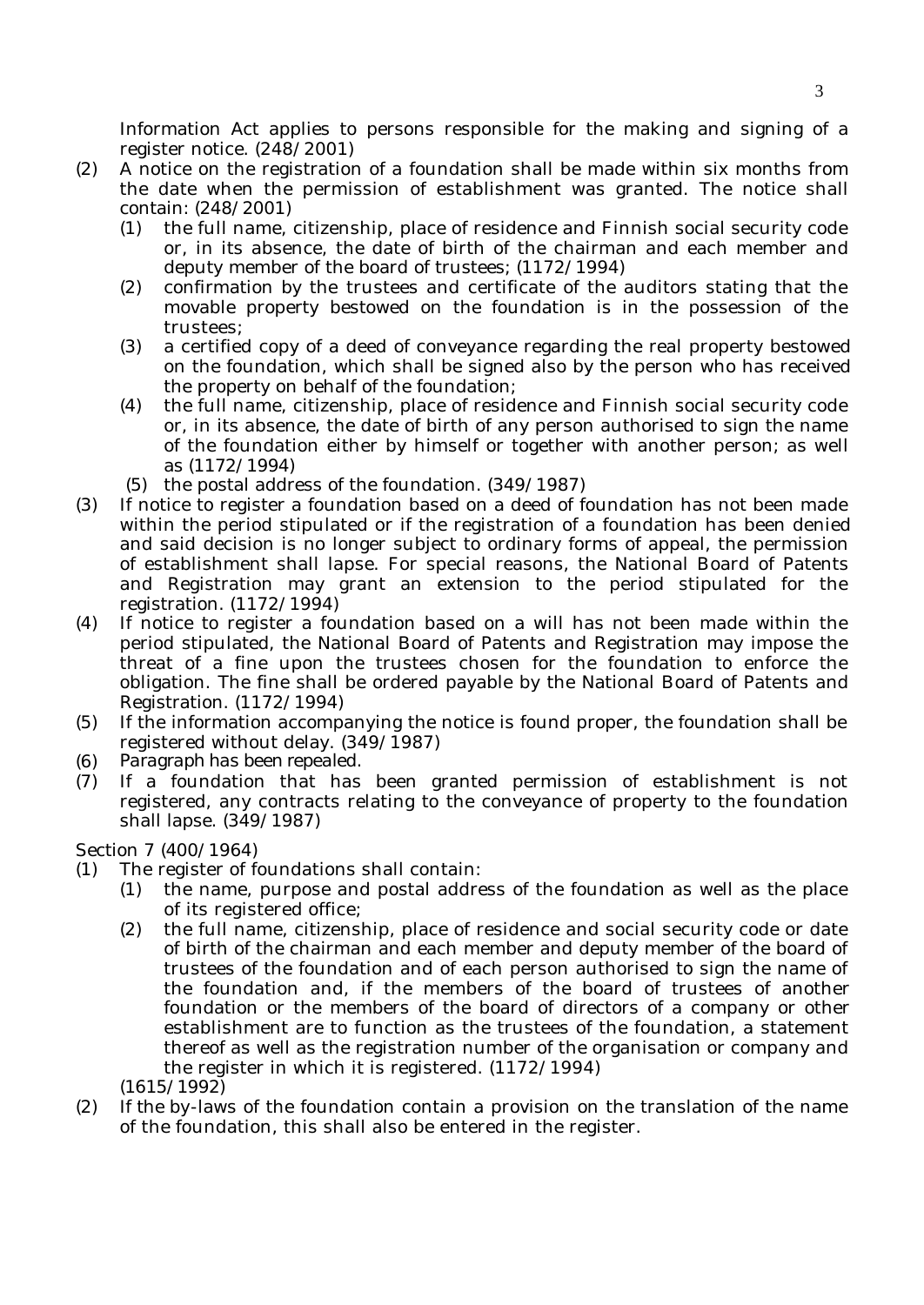Information Act applies to persons responsible for the making and signing of a register notice. (248/2001)

(2) A notice on the registration of a foundation shall be made within six months from the date when the permission of establishment was granted. The notice shall contain: (248/2001)

  (1) the full name, citizenship, place of residence and Finnish social security code or, in its absence, the date of birth of the chairman and each member and deputy member of the board of trustees; (1172/1994)

  (2) confirmation by the trustees and certificate of the auditors stating that the movable property bestowed on the foundation is in the possession of the trustees;

  (3) a certified copy of a deed of conveyance regarding the real property bestowed on the foundation, which shall be signed also by the person who has received the property on behalf of the foundation;

  (4) the full name, citizenship, place of residence and Finnish social security code or, in its absence, the date of birth of any person authorised to sign the name of the foundation either by himself or together with another person; as well as (1172/1994)

  (5) the postal address of the foundation. (349/1987)

(3) If notice to register a foundation based on a deed of foundation has not been made within the period stipulated or if the registration of a foundation has been denied and said decision is no longer subject to ordinary forms of appeal, the permission of establishment shall lapse. For special reasons, the National Board of Patents and Registration may grant an extension to the period stipulated for the registration. (1172/1994)

(4) If notice to register a foundation based on a will has not been made within the period stipulated, the National Board of Patents and Registration may impose the threat of a fine upon the trustees chosen for the foundation to enforce the obligation. The fine shall be ordered payable by the National Board of Patents and Registration. (1172/1994)

(5) If the information accompanying the notice is found proper, the foundation shall be registered without delay. (349/1987)

(6) Paragraph has been repealed.

(7) If a foundation that has been granted permission of establishment is not registered, any contracts relating to the conveyance of property to the foundation shall lapse. (349/1987)

Section 7 (400/1964)

(1) The register of foundations shall contain:

  (1) the name, purpose and postal address of the foundation as well as the place of its registered office;

  (2) the full name, citizenship, place of residence and social security code or date of birth of the chairman and each member and deputy member of the board of trustees of the foundation and of each person authorised to sign the name of the foundation and, if the members of the board of trustees of another foundation or the members of the board of directors of a company or other establishment are to function as the trustees of the foundation, a statement thereof as well as the registration number of the organisation or company and the register in which it is registered. (1172/1994)

  (1615/1992)

(2) If the by-laws of the foundation contain a provision on the translation of the name of the foundation, this shall also be entered in the register.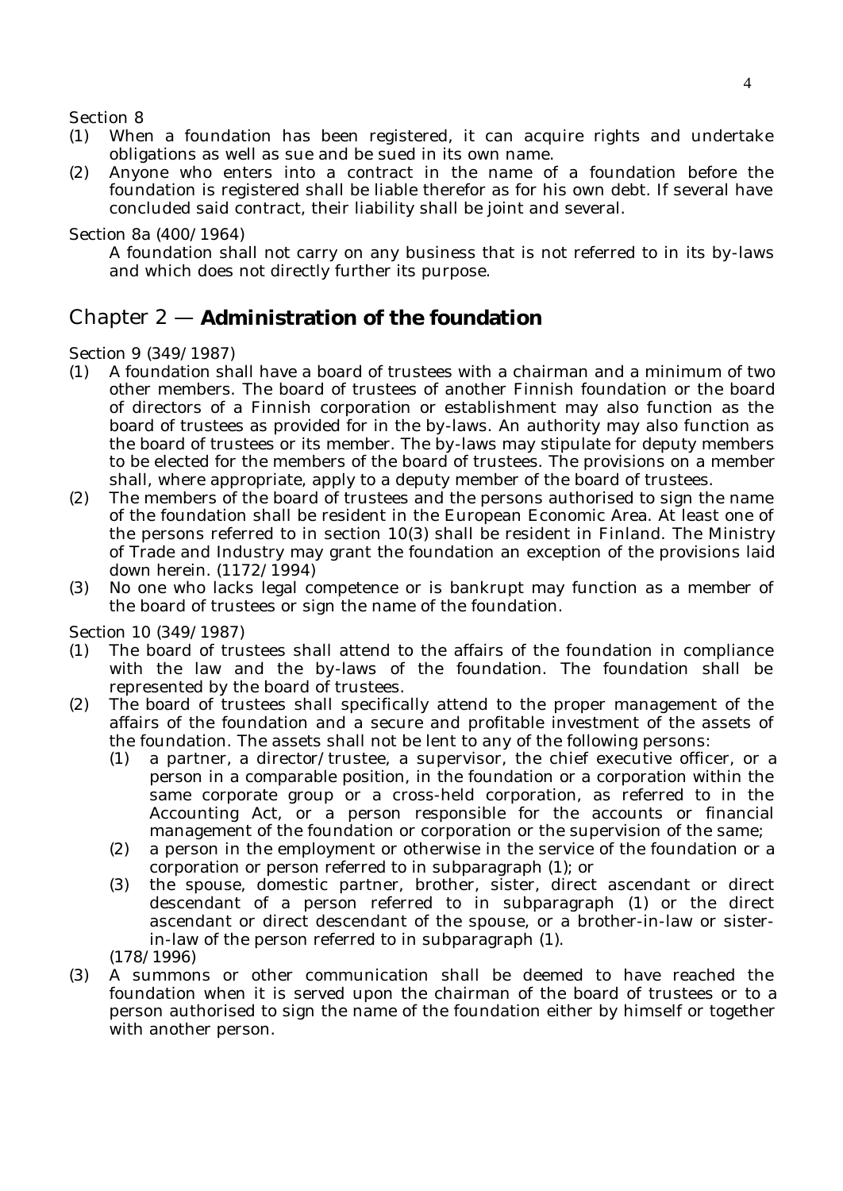Section 8

(1) When a foundation has been registered, it can acquire rights and undertake obligations as well as sue and be sued in its own name.

(2) Anyone who enters into a contract in the name of a foundation before the foundation is registered shall be liable therefor as for his own debt. If several have concluded said contract, their liability shall be joint and several.

Section 8a (400/1964)

A foundation shall not carry on any business that is not referred to in its by-laws and which does not directly further its purpose.

## Chapter 2 — **Administration of the foundation**

Section 9 (349/1987)

(1) A foundation shall have a board of trustees with a chairman and a minimum of two other members. The board of trustees of another Finnish foundation or the board of directors of a Finnish corporation or establishment may also function as the board of trustees as provided for in the by-laws. An authority may also function as the board of trustees or its member. The by-laws may stipulate for deputy members to be elected for the members of the board of trustees. The provisions on a member shall, where appropriate, apply to a deputy member of the board of trustees.

(2) The members of the board of trustees and the persons authorised to sign the name of the foundation shall be resident in the European Economic Area. At least one of the persons referred to in section 10(3) shall be resident in Finland. The Ministry of Trade and Industry may grant the foundation an exception of the provisions laid down herein. (1172/1994)

(3) No one who lacks legal competence or is bankrupt may function as a member of the board of trustees or sign the name of the foundation.

Section 10 (349/1987)

(1) The board of trustees shall attend to the affairs of the foundation in compliance with the law and the by-laws of the foundation. The foundation shall be represented by the board of trustees.

(2) The board of trustees shall specifically attend to the proper management of the affairs of the foundation and a secure and profitable investment of the assets of the foundation. The assets shall not be lent to any of the following persons:

   (1) a partner, a director/trustee, a supervisor, the chief executive officer, or a person in a comparable position, in the foundation or a corporation within the same corporate group or a cross-held corporation, as referred to in the Accounting Act, or a person responsible for the accounts or financial management of the foundation or corporation or the supervision of the same;

   (2) a person in the employment or otherwise in the service of the foundation or a corporation or person referred to in subparagraph (1); or

   (3) the spouse, domestic partner, brother, sister, direct ascendant or direct descendant of a person referred to in subparagraph (1) or the direct ascendant or direct descendant of the spouse, or a brother-in-law or sister-in-law of the person referred to in subparagraph (1).

   (178/1996)

(3) A summons or other communication shall be deemed to have reached the foundation when it is served upon the chairman of the board of trustees or to a person authorised to sign the name of the foundation either by himself or together with another person.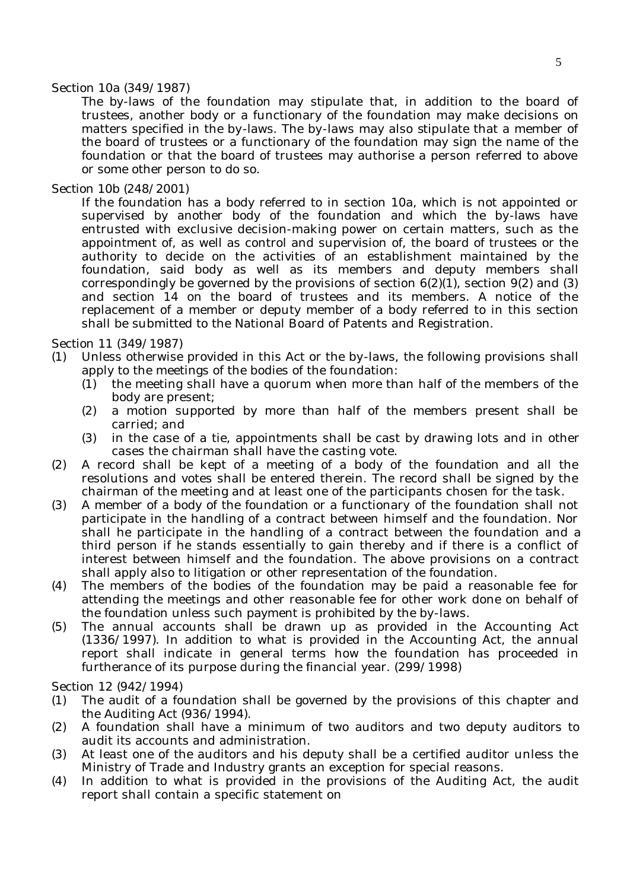Section 10a (349/1987)

The by-laws of the foundation may stipulate that, in addition to the board of trustees, another body or a functionary of the foundation may make decisions on matters specified in the by-laws. The by-laws may also stipulate that a member of the board of trustees or a functionary of the foundation may sign the name of the foundation or that the board of trustees may authorise a person referred to above or some other person to do so.

Section 10b (248/2001)

If the foundation has a body referred to in section 10a, which is not appointed or supervised by another body of the foundation and which the by-laws have entrusted with exclusive decision-making power on certain matters, such as the appointment of, as well as control and supervision of, the board of trustees or the authority to decide on the activities of an establishment maintained by the foundation, said body as well as its members and deputy members shall correspondingly be governed by the provisions of section 6(2)(1), section 9(2) and (3) and section 14 on the board of trustees and its members. A notice of the replacement of a member or deputy member of a body referred to in this section shall be submitted to the National Board of Patents and Registration.

Section 11 (349/1987)

(1) Unless otherwise provided in this Act or the by-laws, the following provisions shall apply to the meetings of the bodies of the foundation:
  (1) the meeting shall have a quorum when more than half of the members of the body are present;
  (2) a motion supported by more than half of the members present shall be carried; and
  (3) in the case of a tie, appointments shall be cast by drawing lots and in other cases the chairman shall have the casting vote.

(2) A record shall be kept of a meeting of a body of the foundation and all the resolutions and votes shall be entered therein. The record shall be signed by the chairman of the meeting and at least one of the participants chosen for the task.

(3) A member of a body of the foundation or a functionary of the foundation shall not participate in the handling of a contract between himself and the foundation. Nor shall he participate in the handling of a contract between the foundation and a third person if he stands essentially to gain thereby and if there is a conflict of interest between himself and the foundation. The above provisions on a contract shall apply also to litigation or other representation of the foundation.

(4) The members of the bodies of the foundation may be paid a reasonable fee for attending the meetings and other reasonable fee for other work done on behalf of the foundation unless such payment is prohibited by the by-laws.

(5) The annual accounts shall be drawn up as provided in the Accounting Act (1336/1997). In addition to what is provided in the Accounting Act, the annual report shall indicate in general terms how the foundation has proceeded in furtherance of its purpose during the financial year. (299/1998)

Section 12 (942/1994)

(1) The audit of a foundation shall be governed by the provisions of this chapter and the Auditing Act (936/1994).

(2) A foundation shall have a minimum of two auditors and two deputy auditors to audit its accounts and administration.

(3) At least one of the auditors and his deputy shall be a certified auditor unless the Ministry of Trade and Industry grants an exception for special reasons.

(4) In addition to what is provided in the provisions of the Auditing Act, the audit report shall contain a specific statement on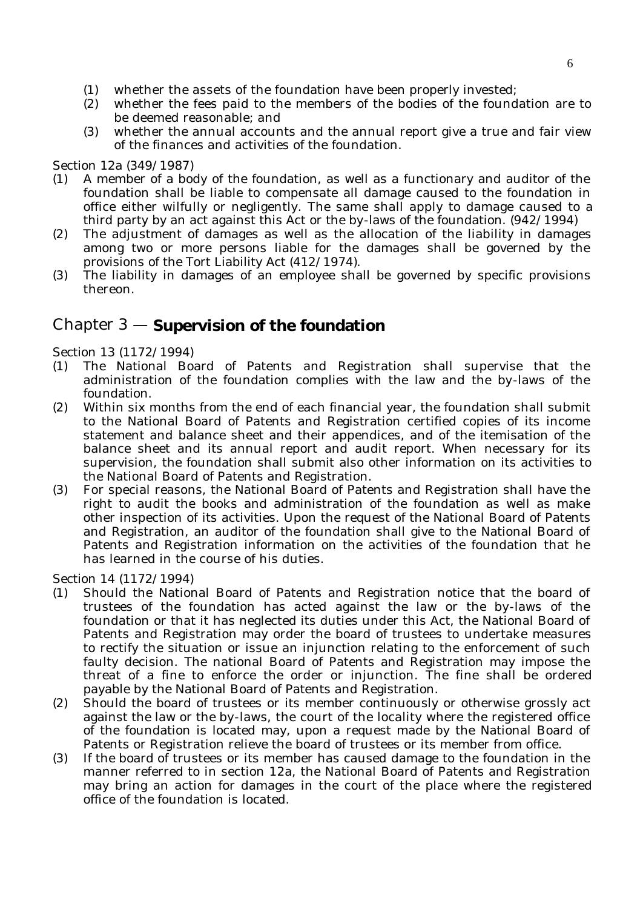(1) whether the assets of the foundation have been properly invested;
(2) whether the fees paid to the members of the bodies of the foundation are to be deemed reasonable; and
(3) whether the annual accounts and the annual report give a true and fair view of the finances and activities of the foundation.

Section 12a (349/1987)

(1) A member of a body of the foundation, as well as a functionary and auditor of the foundation shall be liable to compensate all damage caused to the foundation in office either wilfully or negligently. The same shall apply to damage caused to a third party by an act against this Act or the by-laws of the foundation. (942/1994)
(2) The adjustment of damages as well as the allocation of the liability in damages among two or more persons liable for the damages shall be governed by the provisions of the Tort Liability Act (412/1974).
(3) The liability in damages of an employee shall be governed by specific provisions thereon.

## Chapter 3 — **Supervision of the foundation**

Section 13 (1172/1994)

(1) The National Board of Patents and Registration shall supervise that the administration of the foundation complies with the law and the by-laws of the foundation.
(2) Within six months from the end of each financial year, the foundation shall submit to the National Board of Patents and Registration certified copies of its income statement and balance sheet and their appendices, and of the itemisation of the balance sheet and its annual report and audit report. When necessary for its supervision, the foundation shall submit also other information on its activities to the National Board of Patents and Registration.
(3) For special reasons, the National Board of Patents and Registration shall have the right to audit the books and administration of the foundation as well as make other inspection of its activities. Upon the request of the National Board of Patents and Registration, an auditor of the foundation shall give to the National Board of Patents and Registration information on the activities of the foundation that he has learned in the course of his duties.

Section 14 (1172/1994)

(1) Should the National Board of Patents and Registration notice that the board of trustees of the foundation has acted against the law or the by-laws of the foundation or that it has neglected its duties under this Act, the National Board of Patents and Registration may order the board of trustees to undertake measures to rectify the situation or issue an injunction relating to the enforcement of such faulty decision. The national Board of Patents and Registration may impose the threat of a fine to enforce the order or injunction. The fine shall be ordered payable by the National Board of Patents and Registration.
(2) Should the board of trustees or its member continuously or otherwise grossly act against the law or the by-laws, the court of the locality where the registered office of the foundation is located may, upon a request made by the National Board of Patents or Registration relieve the board of trustees or its member from office.
(3) If the board of trustees or its member has caused damage to the foundation in the manner referred to in section 12a, the National Board of Patents and Registration may bring an action for damages in the court of the place where the registered office of the foundation is located.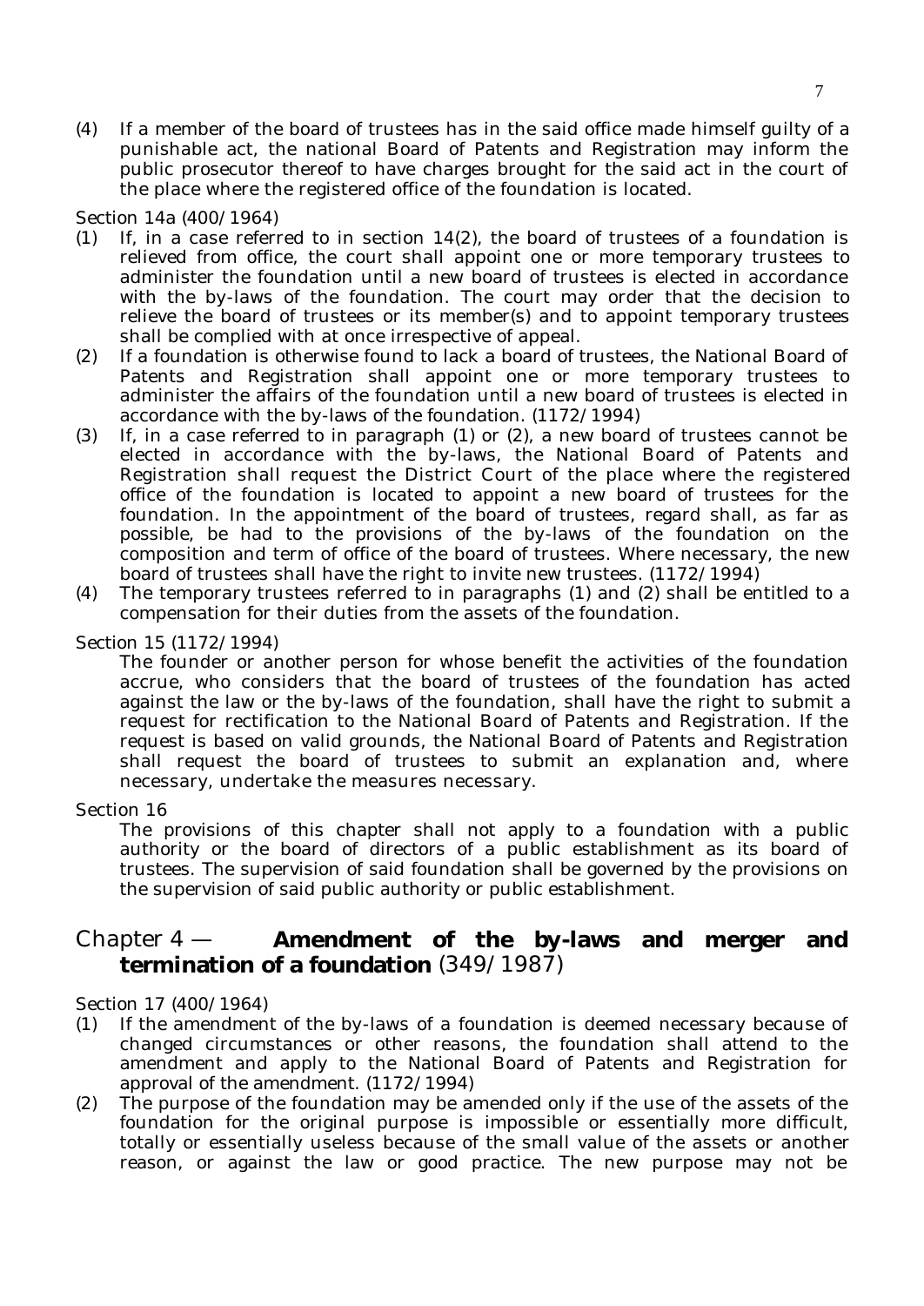(4) If a member of the board of trustees has in the said office made himself guilty of a punishable act, the national Board of Patents and Registration may inform the public prosecutor thereof to have charges brought for the said act in the court of the place where the registered office of the foundation is located.

Section 14a (400/1964)

(1) If, in a case referred to in section 14(2), the board of trustees of a foundation is relieved from office, the court shall appoint one or more temporary trustees to administer the foundation until a new board of trustees is elected in accordance with the by-laws of the foundation. The court may order that the decision to relieve the board of trustees or its member(s) and to appoint temporary trustees shall be complied with at once irrespective of appeal.

(2) If a foundation is otherwise found to lack a board of trustees, the National Board of Patents and Registration shall appoint one or more temporary trustees to administer the affairs of the foundation until a new board of trustees is elected in accordance with the by-laws of the foundation. (1172/1994)

(3) If, in a case referred to in paragraph (1) or (2), a new board of trustees cannot be elected in accordance with the by-laws, the National Board of Patents and Registration shall request the District Court of the place where the registered office of the foundation is located to appoint a new board of trustees for the foundation. In the appointment of the board of trustees, regard shall, as far as possible, be had to the provisions of the by-laws of the foundation on the composition and term of office of the board of trustees. Where necessary, the new board of trustees shall have the right to invite new trustees. (1172/1994)

(4) The temporary trustees referred to in paragraphs (1) and (2) shall be entitled to a compensation for their duties from the assets of the foundation.

Section 15 (1172/1994)

The founder or another person for whose benefit the activities of the foundation accrue, who considers that the board of trustees of the foundation has acted against the law or the by-laws of the foundation, shall have the right to submit a request for rectification to the National Board of Patents and Registration. If the request is based on valid grounds, the National Board of Patents and Registration shall request the board of trustees to submit an explanation and, where necessary, undertake the measures necessary.

Section 16

The provisions of this chapter shall not apply to a foundation with a public authority or the board of directors of a public establishment as its board of trustees. The supervision of said foundation shall be governed by the provisions on the supervision of said public authority or public establishment.

## Chapter 4 — **Amendment of the by-laws and merger and termination of a foundation** (349/1987)

Section 17 (400/1964)

(1) If the amendment of the by-laws of a foundation is deemed necessary because of changed circumstances or other reasons, the foundation shall attend to the amendment and apply to the National Board of Patents and Registration for approval of the amendment. (1172/1994)

(2) The purpose of the foundation may be amended only if the use of the assets of the foundation for the original purpose is impossible or essentially more difficult, totally or essentially useless because of the small value of the assets or another reason, or against the law or good practice. The new purpose may not be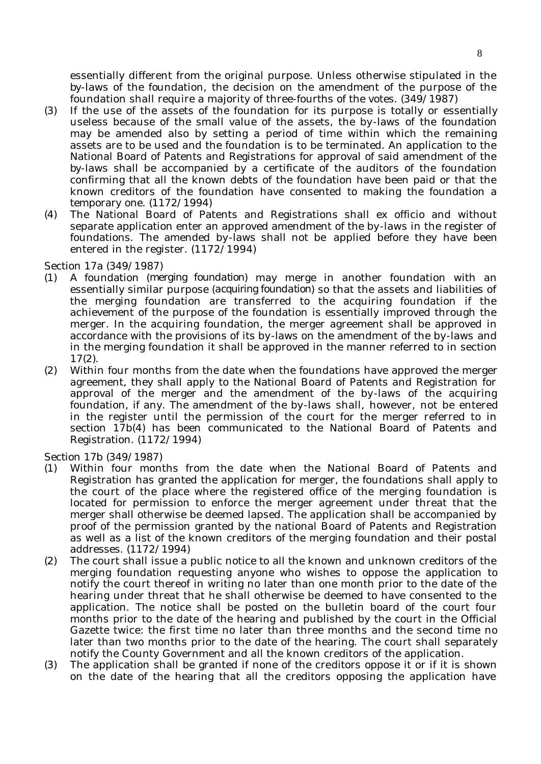essentially different from the original purpose. Unless otherwise stipulated in the by-laws of the foundation, the decision on the amendment of the purpose of the foundation shall require a majority of three-fourths of the votes. (349/1987)

(3) If the use of the assets of the foundation for its purpose is totally or essentially useless because of the small value of the assets, the by-laws of the foundation may be amended also by setting a period of time within which the remaining assets are to be used and the foundation is to be terminated. An application to the National Board of Patents and Registrations for approval of said amendment of the by-laws shall be accompanied by a certificate of the auditors of the foundation confirming that all the known debts of the foundation have been paid or that the known creditors of the foundation have consented to making the foundation a temporary one. (1172/1994)

(4) The National Board of Patents and Registrations shall ex officio and without separate application enter an approved amendment of the by-laws in the register of foundations. The amended by-laws shall not be applied before they have been entered in the register. (1172/1994)

Section 17a (349/1987)

(1) A foundation (*merging foundation*) may merge in another foundation with an essentially similar purpose (*acquiring foundation*) so that the assets and liabilities of the merging foundation are transferred to the acquiring foundation if the achievement of the purpose of the foundation is essentially improved through the merger. In the acquiring foundation, the merger agreement shall be approved in accordance with the provisions of its by-laws on the amendment of the by-laws and in the merging foundation it shall be approved in the manner referred to in section 17(2).

(2) Within four months from the date when the foundations have approved the merger agreement, they shall apply to the National Board of Patents and Registration for approval of the merger and the amendment of the by-laws of the acquiring foundation, if any. The amendment of the by-laws shall, however, not be entered in the register until the permission of the court for the merger referred to in section 17b(4) has been communicated to the National Board of Patents and Registration. (1172/1994)

Section 17b (349/1987)

(1) Within four months from the date when the National Board of Patents and Registration has granted the application for merger, the foundations shall apply to the court of the place where the registered office of the merging foundation is located for permission to enforce the merger agreement under threat that the merger shall otherwise be deemed lapsed. The application shall be accompanied by proof of the permission granted by the national Board of Patents and Registration as well as a list of the known creditors of the merging foundation and their postal addresses. (1172/1994)

(2) The court shall issue a public notice to all the known and unknown creditors of the merging foundation requesting anyone who wishes to oppose the application to notify the court thereof in writing no later than one month prior to the date of the hearing under threat that he shall otherwise be deemed to have consented to the application. The notice shall be posted on the bulletin board of the court four months prior to the date of the hearing and published by the court in the Official Gazette twice: the first time no later than three months and the second time no later than two months prior to the date of the hearing. The court shall separately notify the County Government and all the known creditors of the application.

(3) The application shall be granted if none of the creditors oppose it or if it is shown on the date of the hearing that all the creditors opposing the application have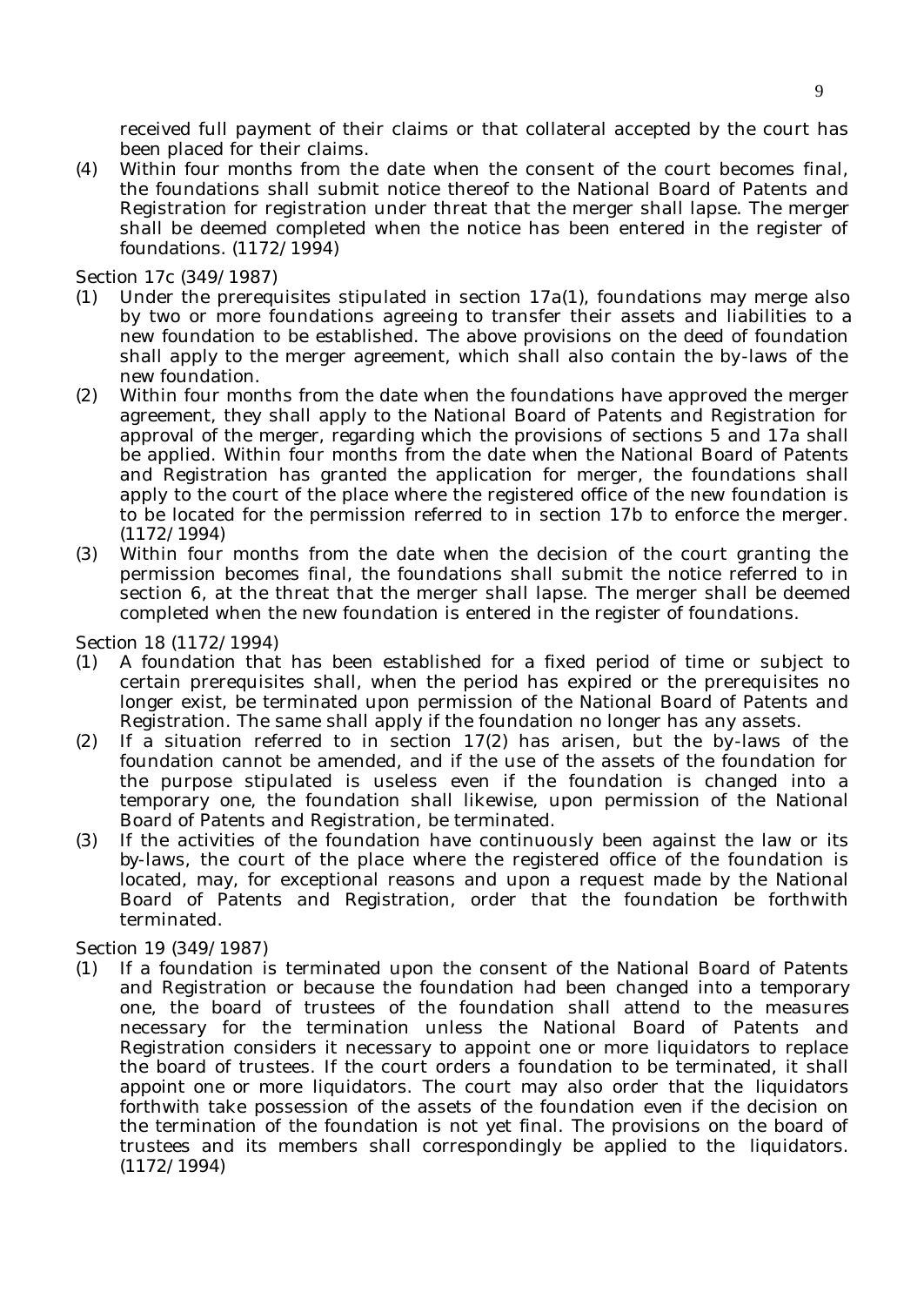received full payment of their claims or that collateral accepted by the court has been placed for their claims.

(4) Within four months from the date when the consent of the court becomes final, the foundations shall submit notice thereof to the National Board of Patents and Registration for registration under threat that the merger shall lapse. The merger shall be deemed completed when the notice has been entered in the register of foundations. (1172/1994)

Section 17c (349/1987)

(1) Under the prerequisites stipulated in section 17a(1), foundations may merge also by two or more foundations agreeing to transfer their assets and liabilities to a new foundation to be established. The above provisions on the deed of foundation shall apply to the merger agreement, which shall also contain the by-laws of the new foundation.

(2) Within four months from the date when the foundations have approved the merger agreement, they shall apply to the National Board of Patents and Registration for approval of the merger, regarding which the provisions of sections 5 and 17a shall be applied. Within four months from the date when the National Board of Patents and Registration has granted the application for merger, the foundations shall apply to the court of the place where the registered office of the new foundation is to be located for the permission referred to in section 17b to enforce the merger. (1172/1994)

(3) Within four months from the date when the decision of the court granting the permission becomes final, the foundations shall submit the notice referred to in section 6, at the threat that the merger shall lapse. The merger shall be deemed completed when the new foundation is entered in the register of foundations.

Section 18 (1172/1994)

(1) A foundation that has been established for a fixed period of time or subject to certain prerequisites shall, when the period has expired or the prerequisites no longer exist, be terminated upon permission of the National Board of Patents and Registration. The same shall apply if the foundation no longer has any assets.

(2) If a situation referred to in section 17(2) has arisen, but the by-laws of the foundation cannot be amended, and if the use of the assets of the foundation for the purpose stipulated is useless even if the foundation is changed into a temporary one, the foundation shall likewise, upon permission of the National Board of Patents and Registration, be terminated.

(3) If the activities of the foundation have continuously been against the law or its by-laws, the court of the place where the registered office of the foundation is located, may, for exceptional reasons and upon a request made by the National Board of Patents and Registration, order that the foundation be forthwith terminated.

Section 19 (349/1987)

(1) If a foundation is terminated upon the consent of the National Board of Patents and Registration or because the foundation had been changed into a temporary one, the board of trustees of the foundation shall attend to the measures necessary for the termination unless the National Board of Patents and Registration considers it necessary to appoint one or more liquidators to replace the board of trustees. If the court orders a foundation to be terminated, it shall appoint one or more liquidators. The court may also order that the liquidators forthwith take possession of the assets of the foundation even if the decision on the termination of the foundation is not yet final. The provisions on the board of trustees and its members shall correspondingly be applied to the liquidators. (1172/1994)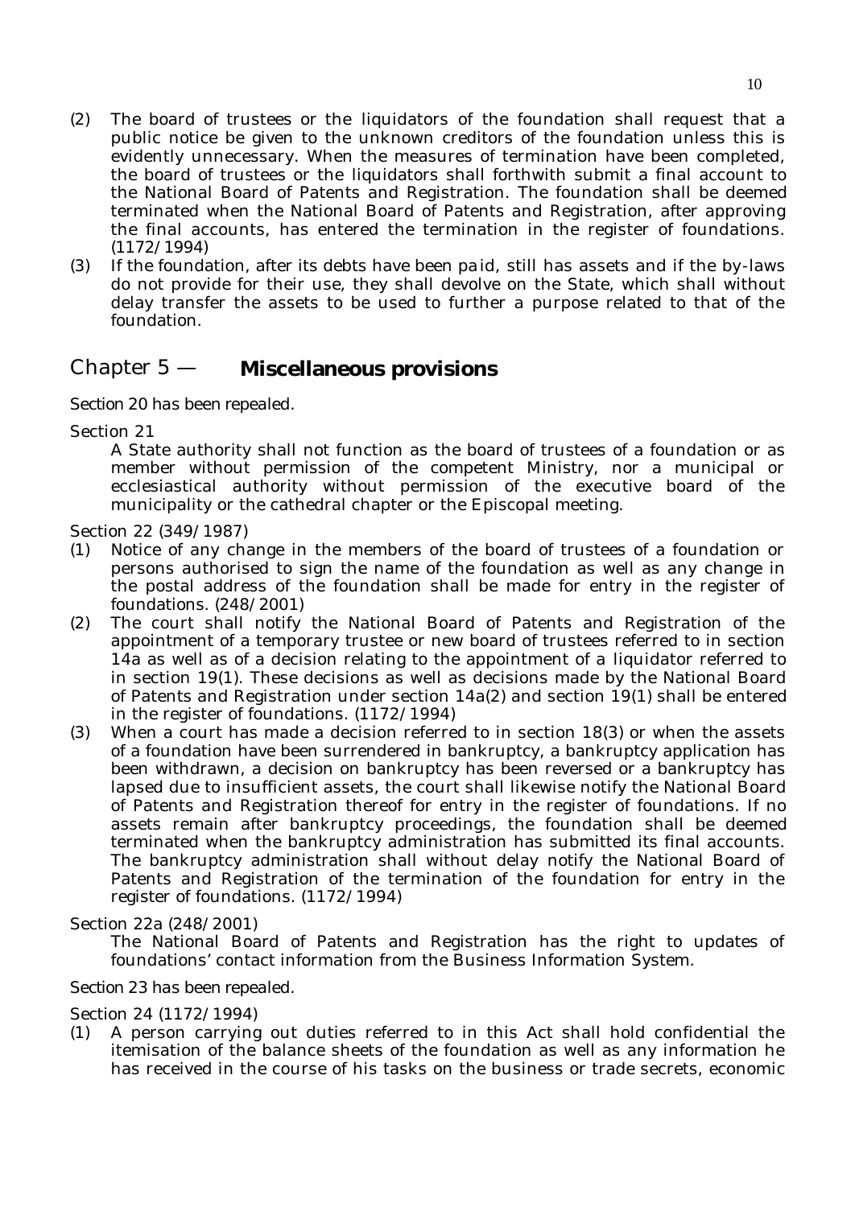(2) The board of trustees or the liquidators of the foundation shall request that a public notice be given to the unknown creditors of the foundation unless this is evidently unnecessary. When the measures of termination have been completed, the board of trustees or the liquidators shall forthwith submit a final account to the National Board of Patents and Registration. The foundation shall be deemed terminated when the National Board of Patents and Registration, after approving the final accounts, has entered the termination in the register of foundations. (1172/1994)

(3) If the foundation, after its debts have been paid, still has assets and if the by-laws do not provide for their use, they shall devolve on the State, which shall without delay transfer the assets to be used to further a purpose related to that of the foundation.

## Chapter 5 — **Miscellaneous provisions**

Section 20 has been repealed.

Section 21

A State authority shall not function as the board of trustees of a foundation or as member without permission of the competent Ministry, nor a municipal or ecclesiastical authority without permission of the executive board of the municipality or the cathedral chapter or the Episcopal meeting.

Section 22 (349/1987)

(1) Notice of any change in the members of the board of trustees of a foundation or persons authorised to sign the name of the foundation as well as any change in the postal address of the foundation shall be made for entry in the register of foundations. (248/2001)

(2) The court shall notify the National Board of Patents and Registration of the appointment of a temporary trustee or new board of trustees referred to in section 14a as well as of a decision relating to the appointment of a liquidator referred to in section 19(1). These decisions as well as decisions made by the National Board of Patents and Registration under section 14a(2) and section 19(1) shall be entered in the register of foundations. (1172/1994)

(3) When a court has made a decision referred to in section 18(3) or when the assets of a foundation have been surrendered in bankruptcy, a bankruptcy application has been withdrawn, a decision on bankruptcy has been reversed or a bankruptcy has lapsed due to insufficient assets, the court shall likewise notify the National Board of Patents and Registration thereof for entry in the register of foundations. If no assets remain after bankruptcy proceedings, the foundation shall be deemed terminated when the bankruptcy administration has submitted its final accounts. The bankruptcy administration shall without delay notify the National Board of Patents and Registration of the termination of the foundation for entry in the register of foundations. (1172/1994)

Section 22a (248/2001)

The National Board of Patents and Registration has the right to updates of foundations' contact information from the Business Information System.

Section 23 has been repealed.

Section 24 (1172/1994)

(1) A person carrying out duties referred to in this Act shall hold confidential the itemisation of the balance sheets of the foundation as well as any information he has received in the course of his tasks on the business or trade secrets, economic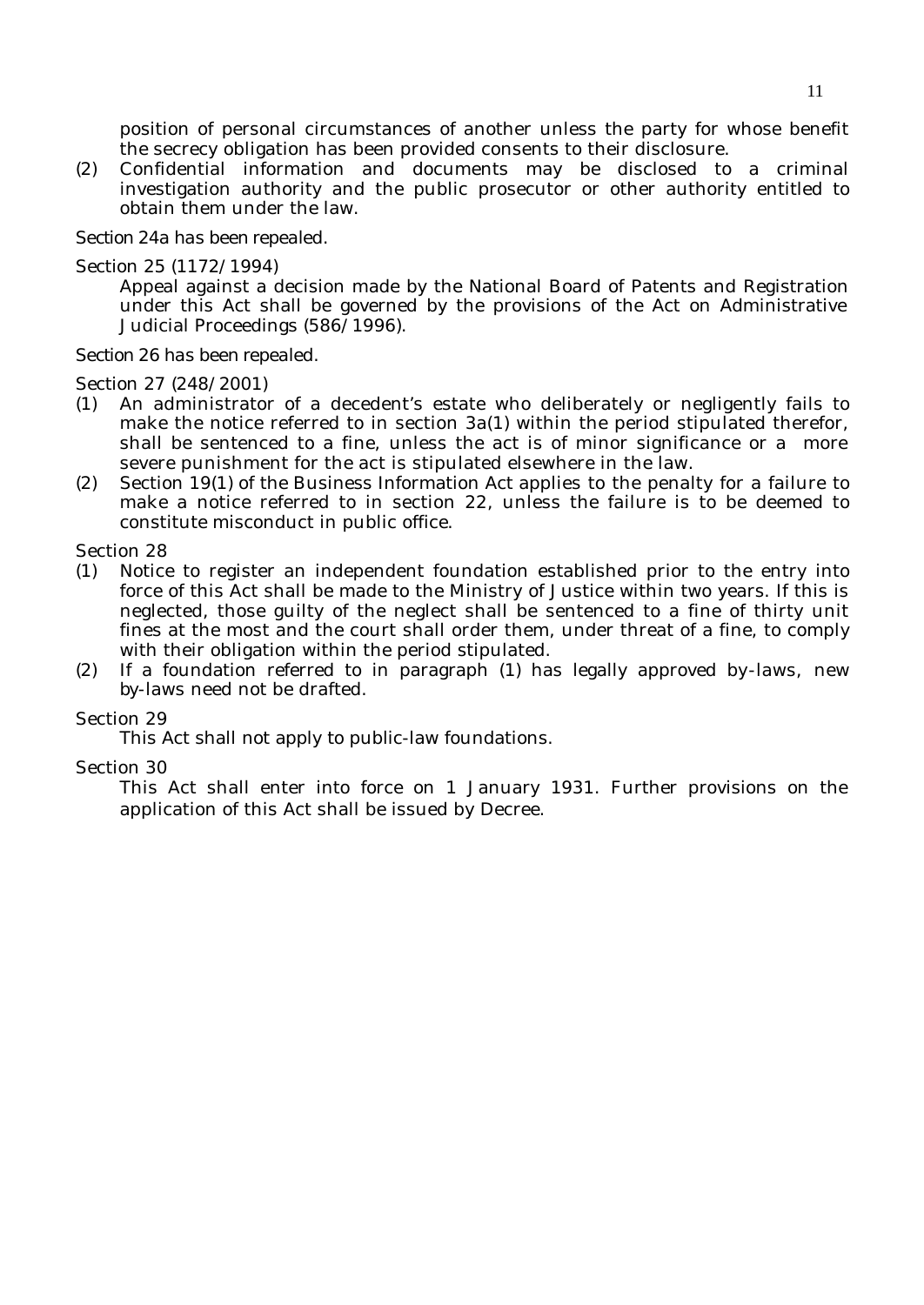position of personal circumstances of another unless the party for whose benefit the secrecy obligation has been provided consents to their disclosure.

(2) Confidential information and documents may be disclosed to a criminal investigation authority and the public prosecutor or other authority entitled to obtain them under the law.

Section 24a has been repealed.

Section 25 (1172/1994)

Appeal against a decision made by the National Board of Patents and Registration under this Act shall be governed by the provisions of the Act on Administrative Judicial Proceedings (586/1996).

Section 26 has been repealed.

Section 27 (248/2001)

(1) An administrator of a decedent's estate who deliberately or negligently fails to make the notice referred to in section 3a(1) within the period stipulated therefor, shall be sentenced to a fine, unless the act is of minor significance or a more severe punishment for the act is stipulated elsewhere in the law.

(2) Section 19(1) of the Business Information Act applies to the penalty for a failure to make a notice referred to in section 22, unless the failure is to be deemed to constitute misconduct in public office.

Section 28

(1) Notice to register an independent foundation established prior to the entry into force of this Act shall be made to the Ministry of Justice within two years. If this is neglected, those guilty of the neglect shall be sentenced to a fine of thirty unit fines at the most and the court shall order them, under threat of a fine, to comply with their obligation within the period stipulated.

(2) If a foundation referred to in paragraph (1) has legally approved by-laws, new by-laws need not be drafted.

Section 29

This Act shall not apply to public-law foundations.

Section 30

This Act shall enter into force on 1 January 1931. Further provisions on the application of this Act shall be issued by Decree.